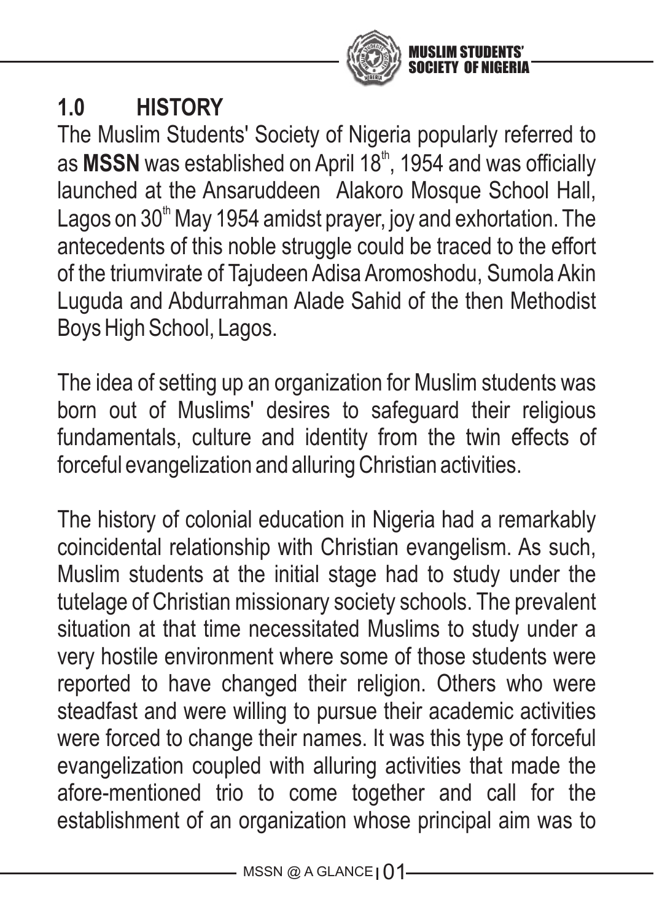## 1.0 HISTORY

The Muslim Students' Society of Nigeria popularly referred to as **MSSN** was established on April 18th, 1954 and was officially launched at the Ansaruddeen Alakoro Mosque School Hall, Lagos on 30th May 1954 amidst prayer, joy and exhortation. The antecedents of this noble struggle could be traced to the effort of the triumvirate of Tajudeen Adisa Aromoshodu, Sumola Akin Luguda and Abdurrahman Alade Sahid of the then Methodist Boys High School, Lagos.

The idea of setting up an organization for Muslim students was born out of Muslims' desires to safeguard their religious fundamentals, culture and identity from the twin effects of forceful evangelization and alluring Christian activities.

The history of colonial education in Nigeria had a remarkably coincidental relationship with Christian evangelism. As such, Muslim students at the initial stage had to study under the tutelage of Christian missionary society schools. The prevalent situation at that time necessitated Muslims to study under a very hostile environment where some of those students were reported to have changed their religion. Others who were steadfast and were willing to pursue their academic activities were forced to change their names. It was this type of forceful evangelization coupled with alluring activities that made the afore-mentioned trio to come together and call for the establishment of an organization whose principal aim was to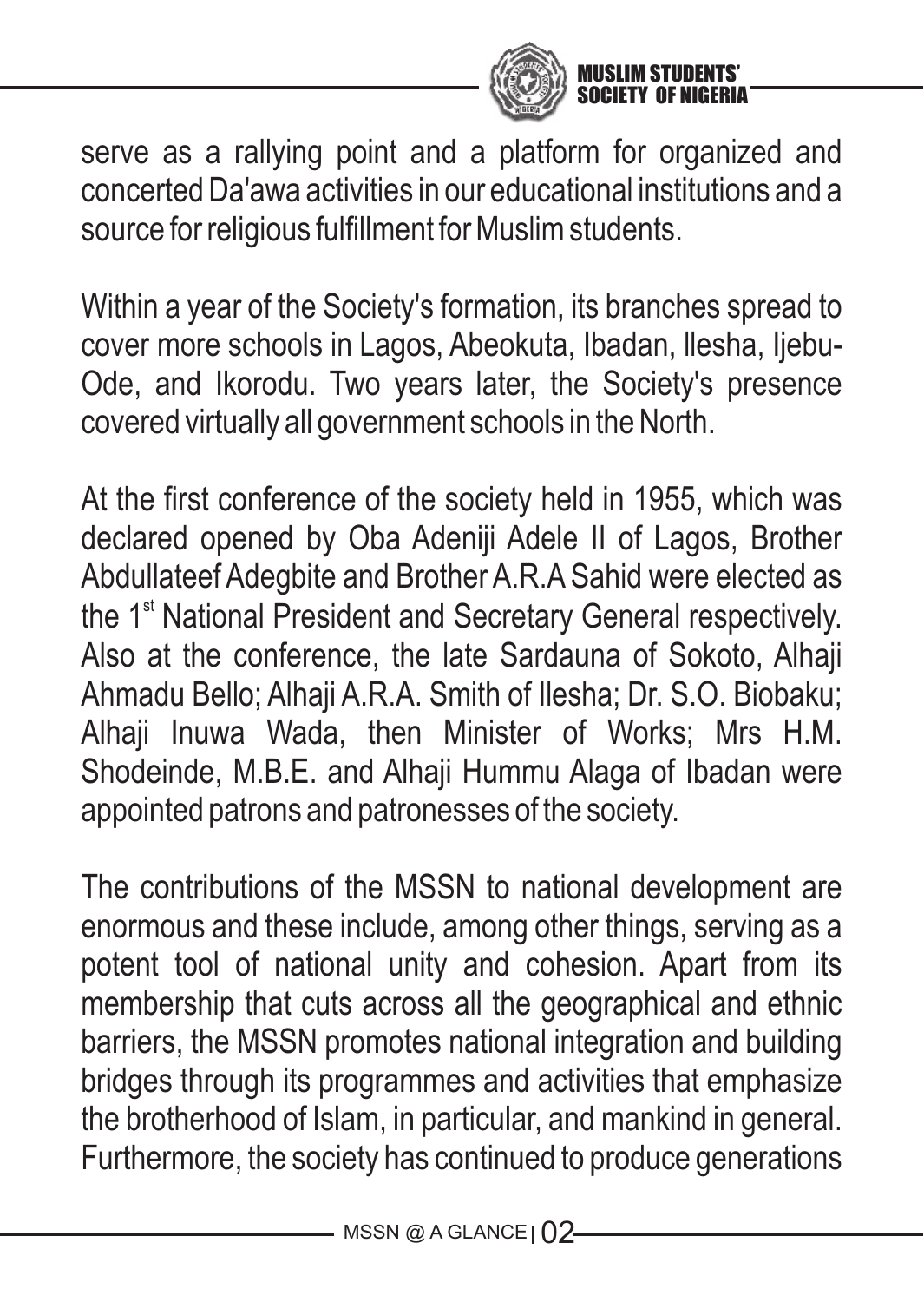serve as a rallying point and a platform for organized and concerted Da'awa activities in our educational institutions and a source for religious fulfillment for Muslim students.

Within a year of the Society's formation, its branches spread to cover more schools in Lagos, Abeokuta, Ibadan, Ilesha, Ijebu-Ode, and Ikorodu. Two years later, the Society's presence covered virtually all government schools in the North.

At the first conference of the society held in 1955, which was declared opened by Oba Adeniji Adele II of Lagos, Brother Abdullateef Adegbite and Brother A.R.A Sahid were elected as the 1st National President and Secretary General respectively. Also at the conference, the late Sardauna of Sokoto, Alhaji Ahmadu Bello; Alhaji A.R.A. Smith of Ilesha; Dr. S.O. Biobaku; Alhaji Inuwa Wada, then Minister of Works; Mrs H.M. Shodeinde, M.B.E. and Alhaji Hummu Alaga of Ibadan were appointed patrons and patronesses of the society.

The contributions of the MSSN to national development are enormous and these include, among other things, serving as a potent tool of national unity and cohesion. Apart from its membership that cuts across all the geographical and ethnic barriers, the MSSN promotes national integration and building bridges through its programmes and activities that emphasize the brotherhood of Islam, in particular, and mankind in general. Furthermore, the society has continued to produce generations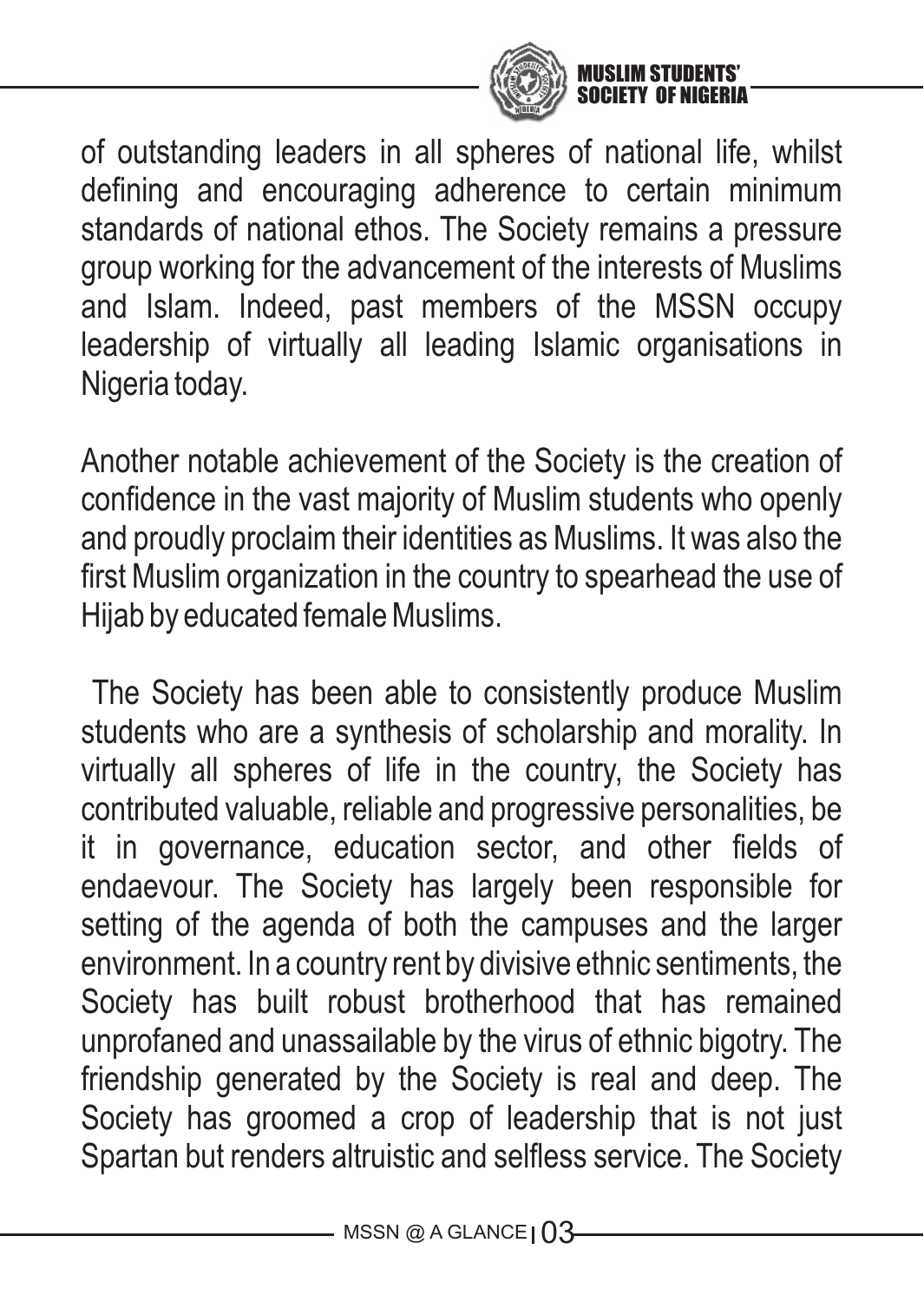of outstanding leaders in all spheres of national life, whilst defining and encouraging adherence to certain minimum standards of national ethos. The Society remains a pressure group working for the advancement of the interests of Muslims and Islam. Indeed, past members of the MSSN occupy leadership of virtually all leading Islamic organisations in Nigeria today.

Another notable achievement of the Society is the creation of confidence in the vast majority of Muslim students who openly and proudly proclaim their identities as Muslims. It was also the first Muslim organization in the country to spearhead the use of Hijab by educated female Muslims.

The Society has been able to consistently produce Muslim students who are a synthesis of scholarship and morality. In virtually all spheres of life in the country, the Society has contributed valuable, reliable and progressive personalities, be it in governance, education sector, and other fields of endaevour. The Society has largely been responsible for setting of the agenda of both the campuses and the larger environment. In a country rent by divisive ethnic sentiments, the Society has built robust brotherhood that has remained unprofaned and unassailable by the virus of ethnic bigotry. The friendship generated by the Society is real and deep. The Society has groomed a crop of leadership that is not just Spartan but renders altruistic and selfless service. The Society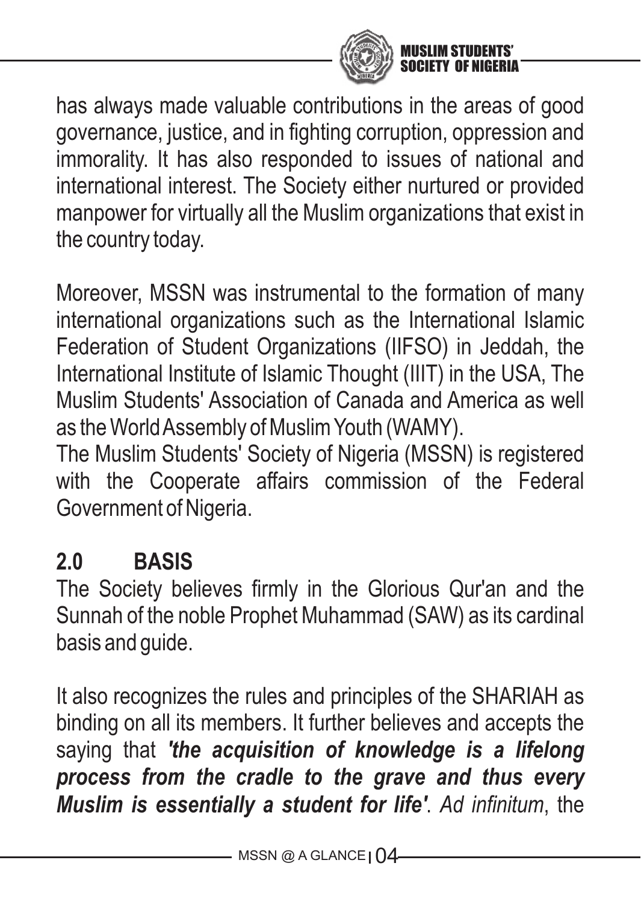has always made valuable contributions in the areas of good governance, justice, and in fighting corruption, oppression and immorality. It has also responded to issues of national and international interest. The Society either nurtured or provided manpower for virtually all the Muslim organizations that exist in the country today.

Moreover, MSSN was instrumental to the formation of many international organizations such as the International Islamic Federation of Student Organizations (IIFSO) in Jeddah, the International Institute of Islamic Thought (IIIT) in the USA, The Muslim Students' Association of Canada and America as well as the World Assembly of Muslim Youth (WAMY).

The Muslim Students' Society of Nigeria (MSSN) is registered with the Cooperate affairs commission of the Federal Government of Nigeria.

## 2.0 BASIS

The Society believes firmly in the Glorious Qur'an and the Sunnah of the noble Prophet Muhammad (SAW) as its cardinal basis and guide.

It also recognizes the rules and principles of the SHARIAH as binding on all its members. It further believes and accepts the saying that ***'the acquisition of knowledge is a lifelong process from the cradle to the grave and thus every Muslim is essentially a student for life'***. *Ad infinitum*, the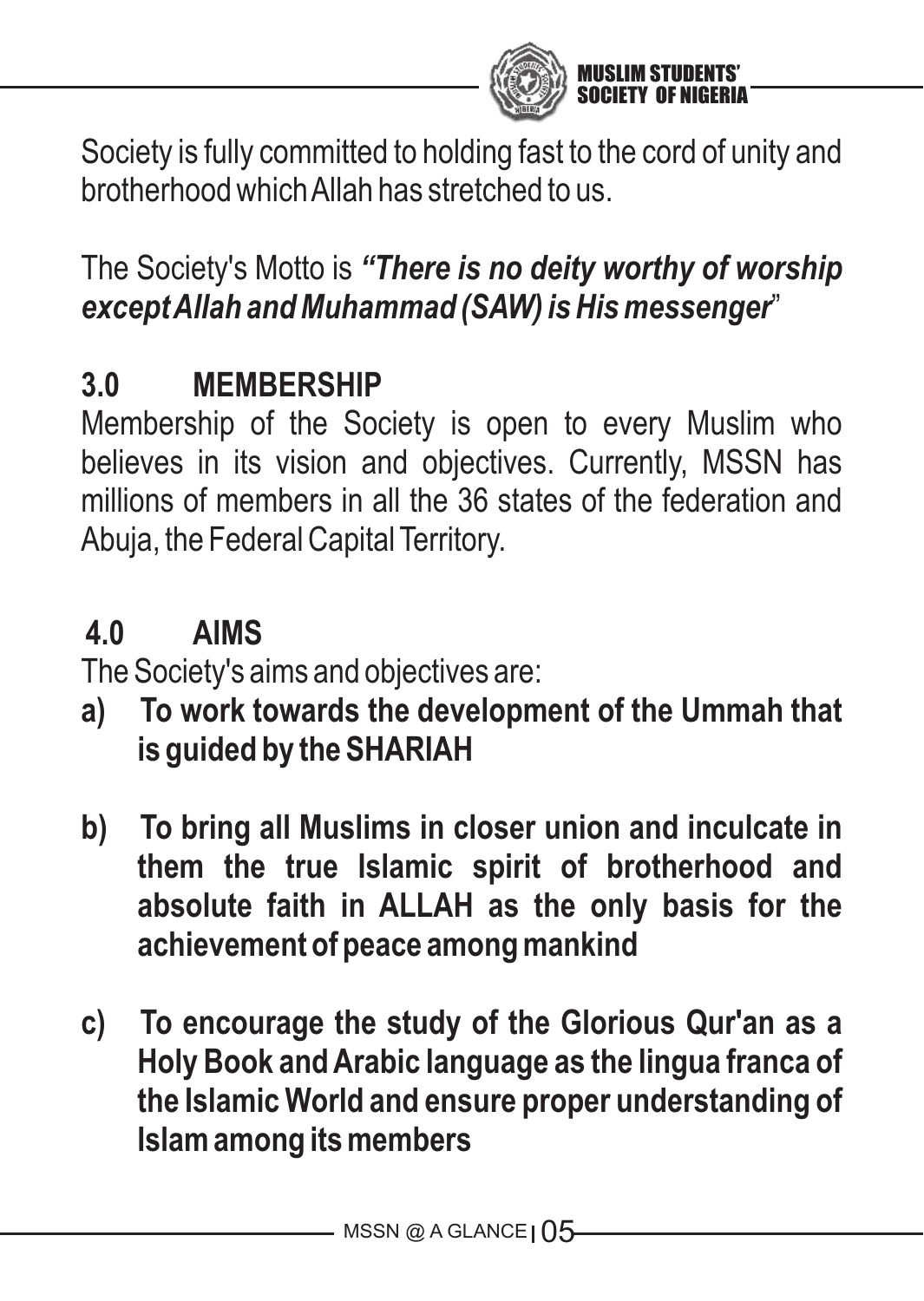Society is fully committed to holding fast to the cord of unity and brotherhood which Allah has stretched to us.

The Society's Motto is ***"There is no deity worthy of worship except Allah and Muhammad (SAW) is His messenger***"

## 3.0 MEMBERSHIP

Membership of the Society is open to every Muslim who believes in its vision and objectives. Currently, MSSN has millions of members in all the 36 states of the federation and Abuja, the Federal Capital Territory.

## 4.0 AIMS

The Society's aims and objectives are:

a) **To work towards the development of the Ummah that is guided by the SHARIAH**

b) **To bring all Muslims in closer union and inculcate in them the true Islamic spirit of brotherhood and absolute faith in ALLAH as the only basis for the achievement of peace among mankind**

c) **To encourage the study of the Glorious Qur'an as a Holy Book and Arabic language as the lingua franca of the Islamic World and ensure proper understanding of Islam among its members**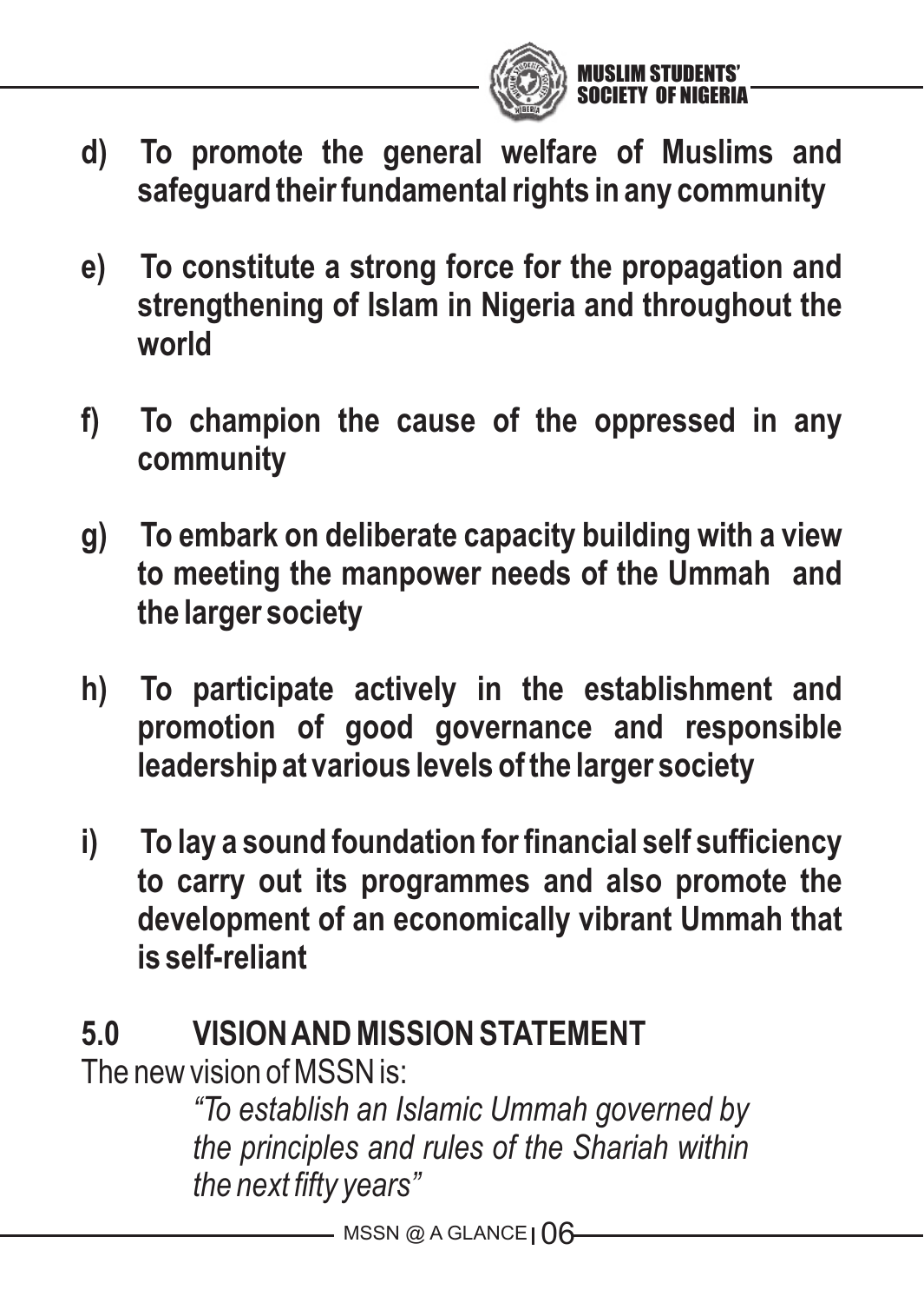**d) To promote the general welfare of Muslims and safeguard their fundamental rights in any community**

**e) To constitute a strong force for the propagation and strengthening of Islam in Nigeria and throughout the world**

**f) To champion the cause of the oppressed in any community**

**g) To embark on deliberate capacity building with a view to meeting the manpower needs of the Ummah and the larger society**

**h) To participate actively in the establishment and promotion of good governance and responsible leadership at various levels of the larger society**

**i) To lay a sound foundation for financial self sufficiency to carry out its programmes and also promote the development of an economically vibrant Ummah that is self-reliant**

## 5.0 VISION AND MISSION STATEMENT

The new vision of MSSN is:

> *"To establish an Islamic Ummah governed by the principles and rules of the Shariah within the next fifty years"*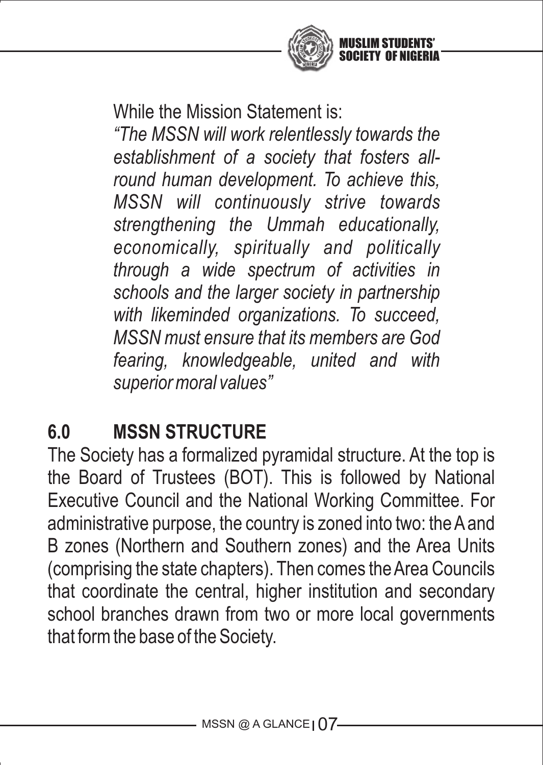While the Mission Statement is:

*"The MSSN will work relentlessly towards the establishment of a society that fosters all-round human development. To achieve this, MSSN will continuously strive towards strengthening the Ummah educationally, economically, spiritually and politically through a wide spectrum of activities in schools and the larger society in partnership with likeminded organizations. To succeed, MSSN must ensure that its members are God fearing, knowledgeable, united and with superior moral values"*

## 6.0 MSSN STRUCTURE

The Society has a formalized pyramidal structure. At the top is the Board of Trustees (BOT). This is followed by National Executive Council and the National Working Committee. For administrative purpose, the country is zoned into two: the A and B zones (Northern and Southern zones) and the Area Units (comprising the state chapters). Then comes the Area Councils that coordinate the central, higher institution and secondary school branches drawn from two or more local governments that form the base of the Society.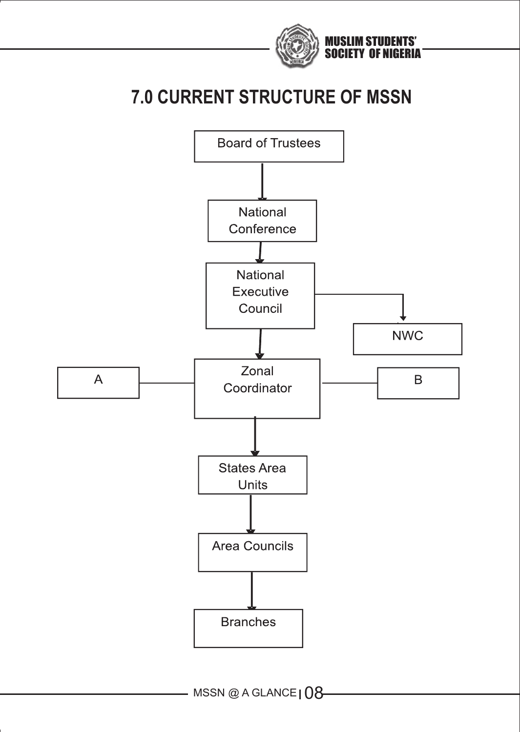# 7.0 CURRENT STRUCTURE OF MSSN

Board of Trustees

National Conference

National Executive Council

NWC

A

Zonal Coordinator

B

States Area Units

Area Councils

Branches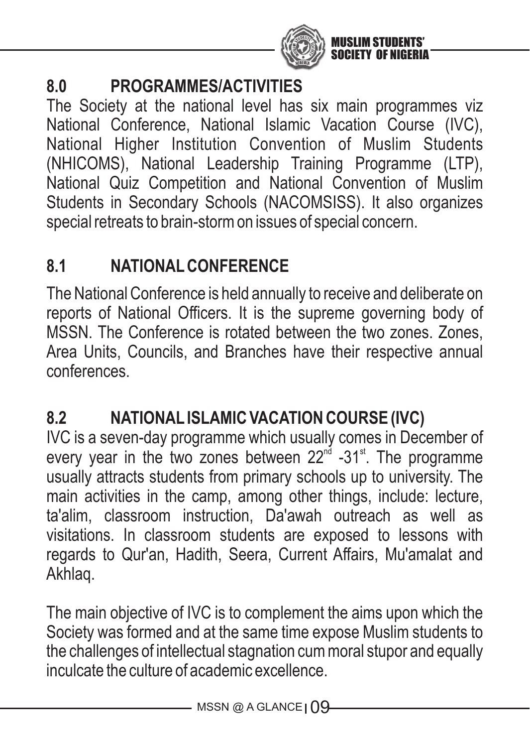## 8.0 PROGRAMMES/ACTIVITIES

The Society at the national level has six main programmes viz National Conference, National Islamic Vacation Course (IVC), National Higher Institution Convention of Muslim Students (NHICOMS), National Leadership Training Programme (LTP), National Quiz Competition and National Convention of Muslim Students in Secondary Schools (NACOMSISS). It also organizes special retreats to brain-storm on issues of special concern.

## 8.1 NATIONAL CONFERENCE

The National Conference is held annually to receive and deliberate on reports of National Officers. It is the supreme governing body of MSSN. The Conference is rotated between the two zones. Zones, Area Units, Councils, and Branches have their respective annual conferences.

## 8.2 NATIONAL ISLAMIC VACATION COURSE (IVC)

IVC is a seven-day programme which usually comes in December of every year in the two zones between 22nd -31st. The programme usually attracts students from primary schools up to university. The main activities in the camp, among other things, include: lecture, ta'alim, classroom instruction, Da'awah outreach as well as visitations. In classroom students are exposed to lessons with regards to Qur'an, Hadith, Seera, Current Affairs, Mu'amalat and Akhlaq.

The main objective of IVC is to complement the aims upon which the Society was formed and at the same time expose Muslim students to the challenges of intellectual stagnation cum moral stupor and equally inculcate the culture of academic excellence.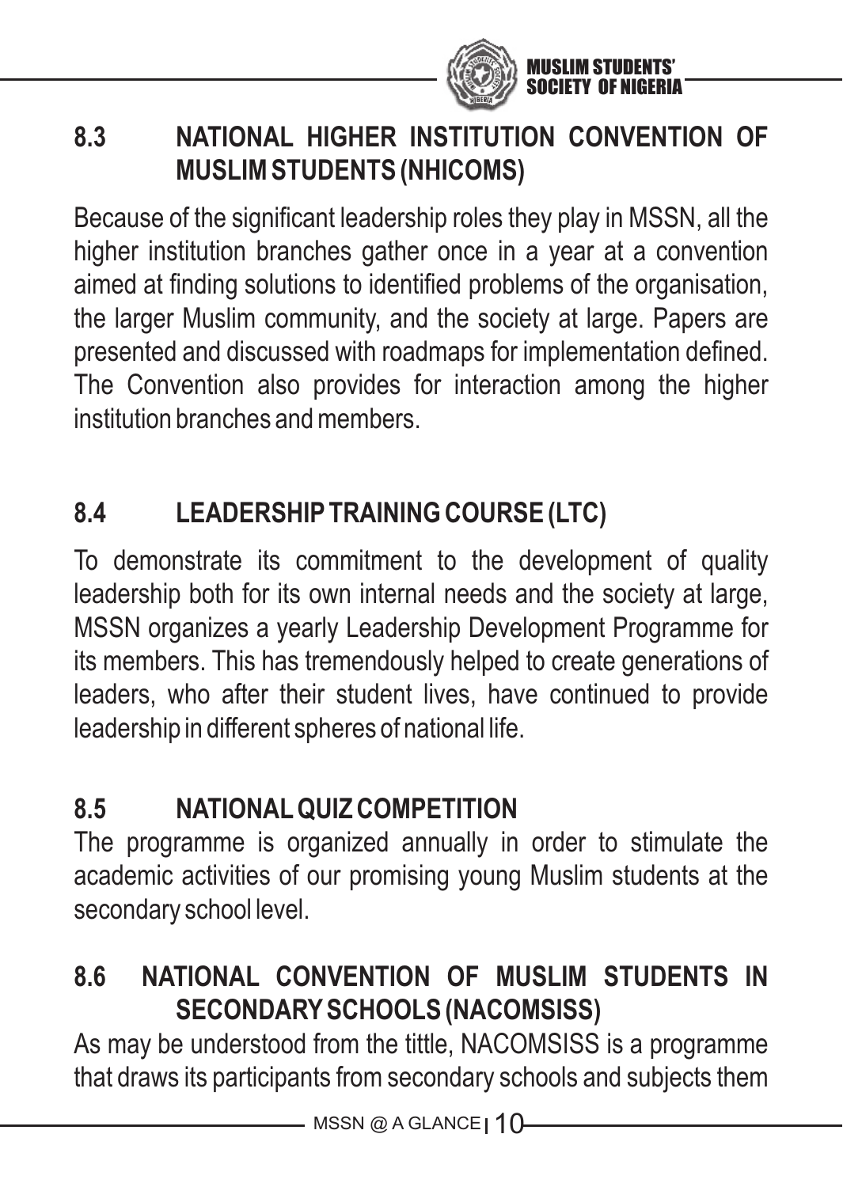## 8.3 NATIONAL HIGHER INSTITUTION CONVENTION OF MUSLIM STUDENTS (NHICOMS)

Because of the significant leadership roles they play in MSSN, all the higher institution branches gather once in a year at a convention aimed at finding solutions to identified problems of the organisation, the larger Muslim community, and the society at large. Papers are presented and discussed with roadmaps for implementation defined. The Convention also provides for interaction among the higher institution branches and members.

## 8.4 LEADERSHIP TRAINING COURSE (LTC)

To demonstrate its commitment to the development of quality leadership both for its own internal needs and the society at large, MSSN organizes a yearly Leadership Development Programme for its members. This has tremendously helped to create generations of leaders, who after their student lives, have continued to provide leadership in different spheres of national life.

## 8.5 NATIONAL QUIZ COMPETITION

The programme is organized annually in order to stimulate the academic activities of our promising young Muslim students at the secondary school level.

## 8.6 NATIONAL CONVENTION OF MUSLIM STUDENTS IN SECONDARY SCHOOLS (NACOMSISS)

As may be understood from the tittle, NACOMSISS is a programme that draws its participants from secondary schools and subjects them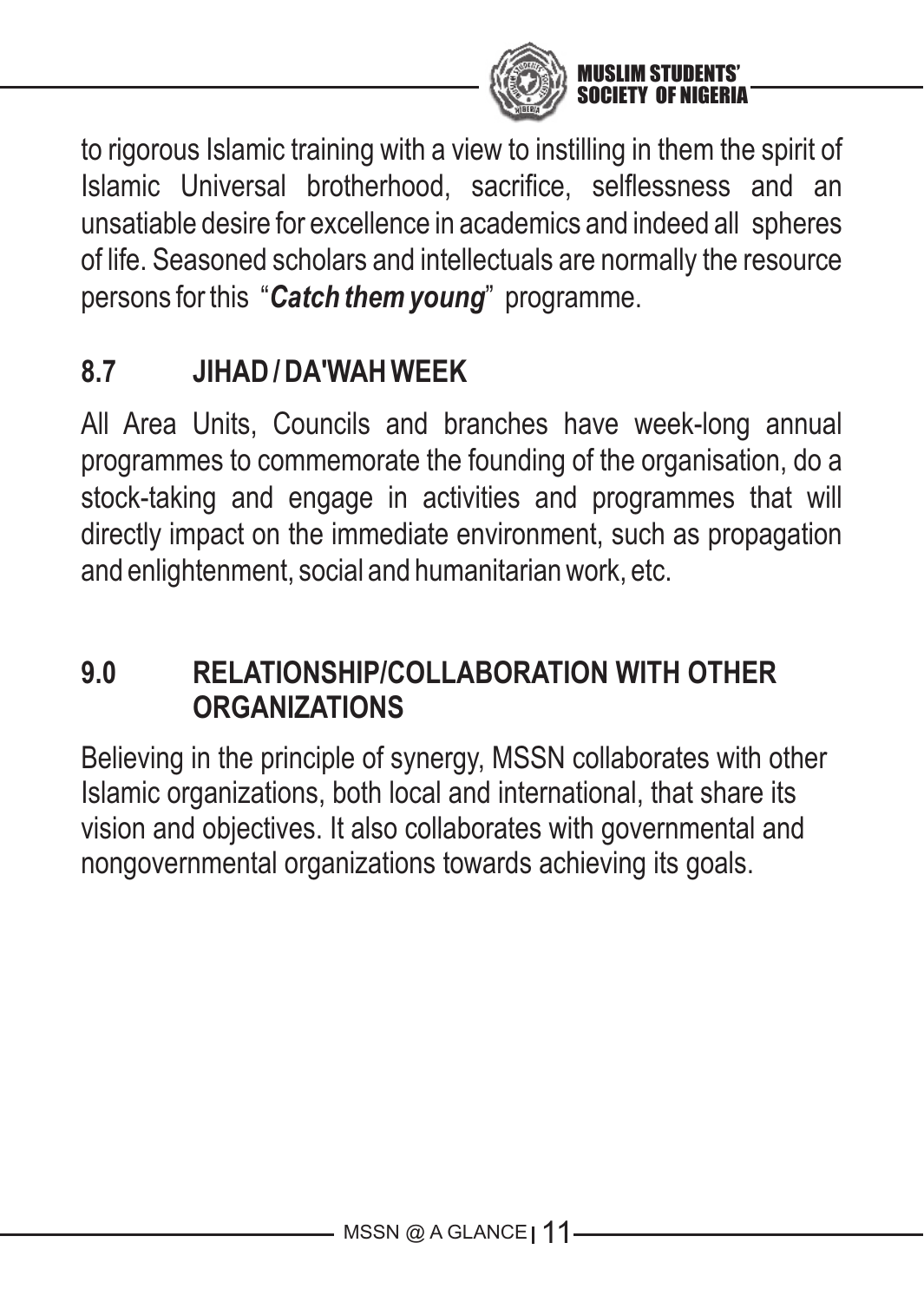to rigorous Islamic training with a view to instilling in them the spirit of Islamic Universal brotherhood, sacrifice, selflessness and an unsatiable desire for excellence in academics and indeed all spheres of life. Seasoned scholars and intellectuals are normally the resource persons for this "***Catch them young***" programme.

### 8.7 JIHAD / DA'WAH WEEK

All Area Units, Councils and branches have week-long annual programmes to commemorate the founding of the organisation, do a stock-taking and engage in activities and programmes that will directly impact on the immediate environment, such as propagation and enlightenment, social and humanitarian work, etc.

## 9.0 RELATIONSHIP/COLLABORATION WITH OTHER ORGANIZATIONS

Believing in the principle of synergy, MSSN collaborates with other Islamic organizations, both local and international, that share its vision and objectives. It also collaborates with governmental and nongovernmental organizations towards achieving its goals.